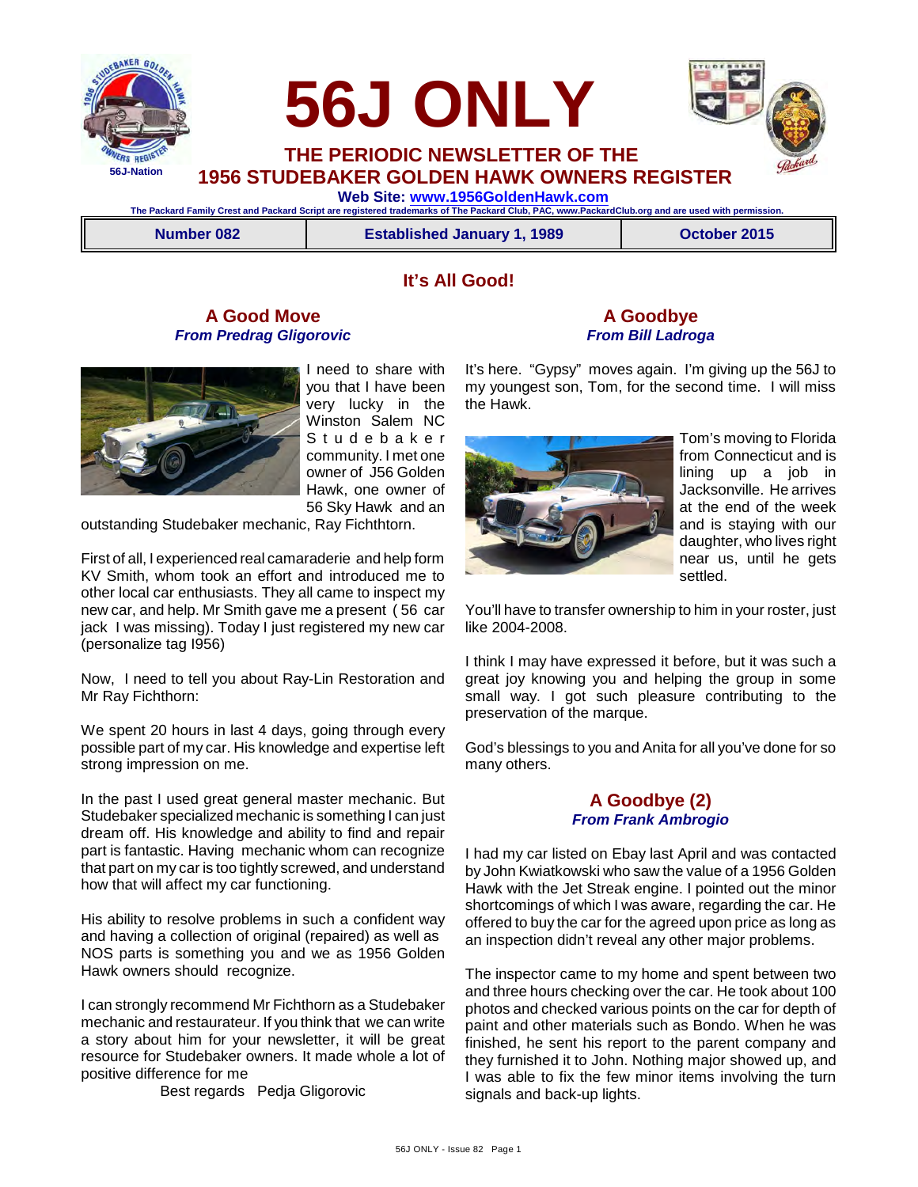56J-Nation

# 56J ONLY

## THE PERIODIC NEWSLETTER OF THE 1956 STUDEBAKER GOLDEN HAWK OWNERS REGISTER

**Web Site: www.1956GoldenHawk.com**

The Packard Family Crest and Packard Script are registered trademarks of The Packard Club, PAC, www.PackardClub.org and are used with permission.

| Number 082 | Established January 1, 1989 | October 2015 |
|---|---|---|

## It's All Good!

### A Good Move
***From Predrag Gligorovic***

I need to share with you that I have been very lucky in the Winston Salem NC Studebaker community. I met one owner of J56 Golden Hawk, one owner of 56 Sky Hawk and an outstanding Studebaker mechanic, Ray Fichthtorn.

First of all, I experienced real camaraderie and help form KV Smith, whom took an effort and introduced me to other local car enthusiasts. They all came to inspect my new car, and help. Mr Smith gave me a present ( 56 car jack I was missing). Today I just registered my new car (personalize tag I956)

Now, I need to tell you about Ray-Lin Restoration and Mr Ray Fichthorn:

We spent 20 hours in last 4 days, going through every possible part of my car. His knowledge and expertise left strong impression on me.

In the past I used great general master mechanic. But Studebaker specialized mechanic is something I can just dream off. His knowledge and ability to find and repair part is fantastic. Having mechanic whom can recognize that part on my car is too tightly screwed, and understand how that will affect my car functioning.

His ability to resolve problems in such a confident way and having a collection of original (repaired) as well as NOS parts is something you and we as 1956 Golden Hawk owners should recognize.

I can strongly recommend Mr Fichthorn as a Studebaker mechanic and restaurateur. If you think that we can write a story about him for your newsletter, it will be great resource for Studebaker owners. It made whole a lot of positive difference for me

Best regards Pedja Gligorovic

### A Goodbye
***From Bill Ladroga***

It's here. "Gypsy" moves again. I'm giving up the 56J to my youngest son, Tom, for the second time. I will miss the Hawk.

Tom's moving to Florida from Connecticut and is lining up a job in Jacksonville. He arrives at the end of the week and is staying with our daughter, who lives right near us, until he gets settled.

You'll have to transfer ownership to him in your roster, just like 2004-2008.

I think I may have expressed it before, but it was such a great joy knowing you and helping the group in some small way. I got such pleasure contributing to the preservation of the marque.

God's blessings to you and Anita for all you've done for so many others.

### A Goodbye (2)
***From Frank Ambrogio***

I had my car listed on Ebay last April and was contacted by John Kwiatkowski who saw the value of a 1956 Golden Hawk with the Jet Streak engine. I pointed out the minor shortcomings of which I was aware, regarding the car. He offered to buy the car for the agreed upon price as long as an inspection didn't reveal any other major problems.

The inspector came to my home and spent between two and three hours checking over the car. He took about 100 photos and checked various points on the car for depth of paint and other materials such as Bondo. When he was finished, he sent his report to the parent company and they furnished it to John. Nothing major showed up, and I was able to fix the few minor items involving the turn signals and back-up lights.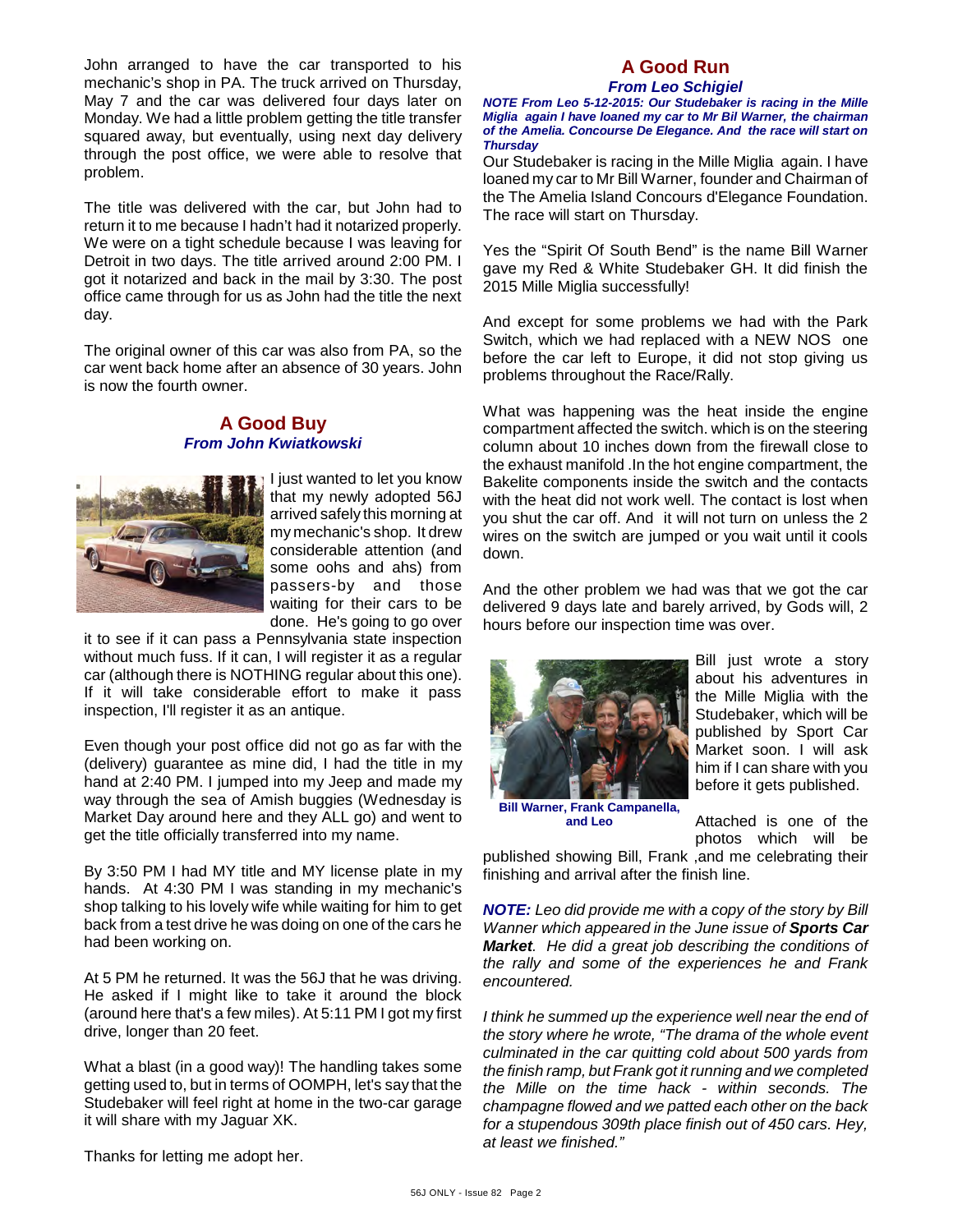John arranged to have the car transported to his mechanic's shop in PA. The truck arrived on Thursday, May 7 and the car was delivered four days later on Monday. We had a little problem getting the title transfer squared away, but eventually, using next day delivery through the post office, we were able to resolve that problem.

The title was delivered with the car, but John had to return it to me because I hadn't had it notarized properly. We were on a tight schedule because I was leaving for Detroit in two days. The title arrived around 2:00 PM. I got it notarized and back in the mail by 3:30. The post office came through for us as John had the title the next day.

The original owner of this car was also from PA, so the car went back home after an absence of 30 years. John is now the fourth owner.

## A Good Buy

***From John Kwiatkowski***

I just wanted to let you know that my newly adopted 56J arrived safely this morning at my mechanic's shop. It drew considerable attention (and some oohs and ahs) from passers-by and those waiting for their cars to be done. He's going to go over it to see if it can pass a Pennsylvania state inspection without much fuss. If it can, I will register it as a regular car (although there is NOTHING regular about this one). If it will take considerable effort to make it pass inspection, I'll register it as an antique.

Even though your post office did not go as far with the (delivery) guarantee as mine did, I had the title in my hand at 2:40 PM. I jumped into my Jeep and made my way through the sea of Amish buggies (Wednesday is Market Day around here and they ALL go) and went to get the title officially transferred into my name.

By 3:50 PM I had MY title and MY license plate in my hands. At 4:30 PM I was standing in my mechanic's shop talking to his lovely wife while waiting for him to get back from a test drive he was doing on one of the cars he had been working on.

At 5 PM he returned. It was the 56J that he was driving. He asked if I might like to take it around the block (around here that's a few miles). At 5:11 PM I got my first drive, longer than 20 feet.

What a blast (in a good way)! The handling takes some getting used to, but in terms of OOMPH, let's say that the Studebaker will feel right at home in the two-car garage it will share with my Jaguar XK.

Thanks for letting me adopt her.

## A Good Run

***From Leo Schigiel***

***NOTE From Leo 5-12-2015: Our Studebaker is racing in the Mille Miglia again I have loaned my car to Mr Bil Warner, the chairman of the Amelia. Concourse De Elegance. And the race will start on Thursday***

Our Studebaker is racing in the Mille Miglia again. I have loaned my car to Mr Bill Warner, founder and Chairman of the The Amelia Island Concours d'Elegance Foundation. The race will start on Thursday.

Yes the "Spirit Of South Bend" is the name Bill Warner gave my Red & White Studebaker GH. It did finish the 2015 Mille Miglia successfully!

And except for some problems we had with the Park Switch, which we had replaced with a NEW NOS one before the car left to Europe, it did not stop giving us problems throughout the Race/Rally.

What was happening was the heat inside the engine compartment affected the switch. which is on the steering column about 10 inches down from the firewall close to the exhaust manifold .In the hot engine compartment, the Bakelite components inside the switch and the contacts with the heat did not work well. The contact is lost when you shut the car off. And it will not turn on unless the 2 wires on the switch are jumped or you wait until it cools down.

And the other problem we had was that we got the car delivered 9 days late and barely arrived, by Gods will, 2 hours before our inspection time was over.

**Bill Warner, Frank Campanella, and Leo**

Bill just wrote a story about his adventures in the Mille Miglia with the Studebaker, which will be published by Sport Car Market soon. I will ask him if I can share with you before it gets published.

Attached is one of the photos which will be published showing Bill, Frank ,and me celebrating their finishing and arrival after the finish line.

***NOTE:*** *Leo did provide me with a copy of the story by Bill Wanner which appeared in the June issue of* ***Sports Car Market****. He did a great job describing the conditions of the rally and some of the experiences he and Frank encountered.*

*I think he summed up the experience well near the end of the story where he wrote, "The drama of the whole event culminated in the car quitting cold about 500 yards from the finish ramp, but Frank got it running and we completed the Mille on the time hack - within seconds. The champagne flowed and we patted each other on the back for a stupendous 309th place finish out of 450 cars. Hey, at least we finished."*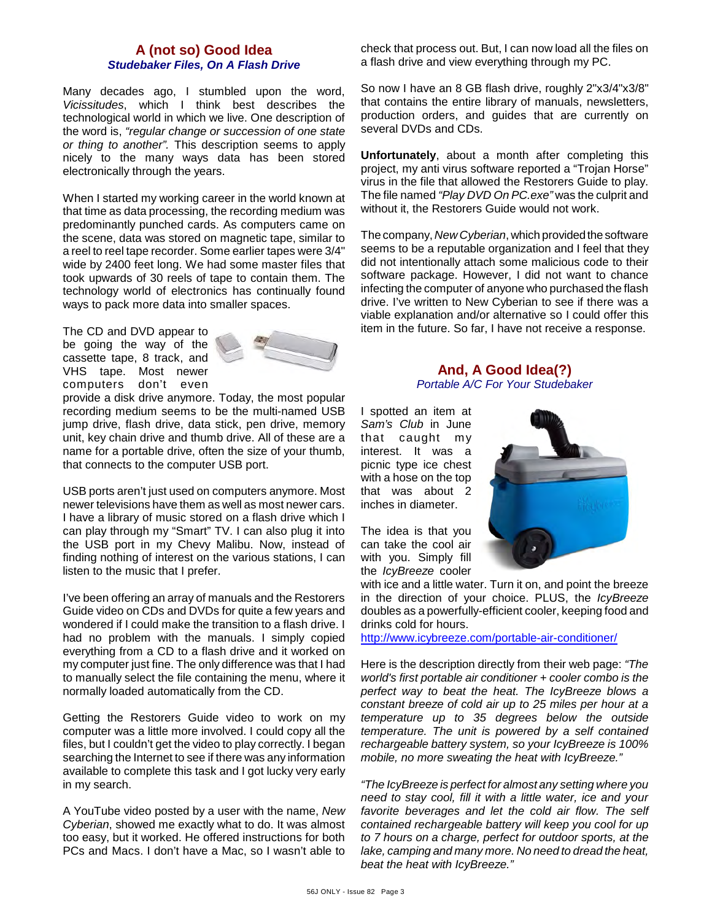## A (not so) Good Idea

***Studebaker Files, On A Flash Drive***

Many decades ago, I stumbled upon the word, *Vicissitudes*, which I think best describes the technological world in which we live. One description of the word is, *"regular change or succession of one state or thing to another".* This description seems to apply nicely to the many ways data has been stored electronically through the years.

When I started my working career in the world known at that time as data processing, the recording medium was predominantly punched cards. As computers came on the scene, data was stored on magnetic tape, similar to a reel to reel tape recorder. Some earlier tapes were 3/4" wide by 2400 feet long. We had some master files that took upwards of 30 reels of tape to contain them. The technology world of electronics has continually found ways to pack more data into smaller spaces.

The CD and DVD appear to be going the way of the cassette tape, 8 track, and VHS tape. Most newer computers don't even provide a disk drive anymore. Today, the most popular recording medium seems to be the multi-named USB jump drive, flash drive, data stick, pen drive, memory unit, key chain drive and thumb drive. All of these are a name for a portable drive, often the size of your thumb, that connects to the computer USB port.

USB ports aren't just used on computers anymore. Most newer televisions have them as well as most newer cars. I have a library of music stored on a flash drive which I can play through my "Smart" TV. I can also plug it into the USB port in my Chevy Malibu. Now, instead of finding nothing of interest on the various stations, I can listen to the music that I prefer.

I've been offering an array of manuals and the Restorers Guide video on CDs and DVDs for quite a few years and wondered if I could make the transition to a flash drive. I had no problem with the manuals. I simply copied everything from a CD to a flash drive and it worked on my computer just fine. The only difference was that I had to manually select the file containing the menu, where it normally loaded automatically from the CD.

Getting the Restorers Guide video to work on my computer was a little more involved. I could copy all the files, but I couldn't get the video to play correctly. I began searching the Internet to see if there was any information available to complete this task and I got lucky very early in my search.

A YouTube video posted by a user with the name, *New Cyberian*, showed me exactly what to do. It was almost too easy, but it worked. He offered instructions for both PCs and Macs. I don't have a Mac, so I wasn't able to check that process out. But, I can now load all the files on a flash drive and view everything through my PC.

So now I have an 8 GB flash drive, roughly 2"x3/4"x3/8" that contains the entire library of manuals, newsletters, production orders, and guides that are currently on several DVDs and CDs.

**Unfortunately**, about a month after completing this project, my anti virus software reported a "Trojan Horse" virus in the file that allowed the Restorers Guide to play. The file named *"Play DVD On PC.exe"* was the culprit and without it, the Restorers Guide would not work.

The company, *New Cyberian*, which provided the software seems to be a reputable organization and I feel that they did not intentionally attach some malicious code to their software package. However, I did not want to chance infecting the computer of anyone who purchased the flash drive. I've written to New Cyberian to see if there was a viable explanation and/or alternative so I could offer this item in the future. So far, I have not receive a response.

## And, A Good Idea(?)

*Portable A/C For Your Studebaker*

I spotted an item at *Sam's Club* in June that caught my interest. It was a picnic type ice chest with a hose on the top that was about 2 inches in diameter.

The idea is that you can take the cool air with you. Simply fill the *IcyBreeze* cooler with ice and a little water. Turn it on, and point the breeze in the direction of your choice. PLUS, the *IcyBreeze* doubles as a powerfully-efficient cooler, keeping food and drinks cold for hours.

http://www.icybreeze.com/portable-air-conditioner/

Here is the description directly from their web page: *"The world's first portable air conditioner + cooler combo is the perfect way to beat the heat. The IcyBreeze blows a constant breeze of cold air up to 25 miles per hour at a temperature up to 35 degrees below the outside temperature. The unit is powered by a self contained rechargeable battery system, so your IcyBreeze is 100% mobile, no more sweating the heat with IcyBreeze."*

*"The IcyBreeze is perfect for almost any setting where you need to stay cool, fill it with a little water, ice and your favorite beverages and let the cold air flow. The self contained rechargeable battery will keep you cool for up to 7 hours on a charge, perfect for outdoor sports, at the lake, camping and many more. No need to dread the heat, beat the heat with IcyBreeze."*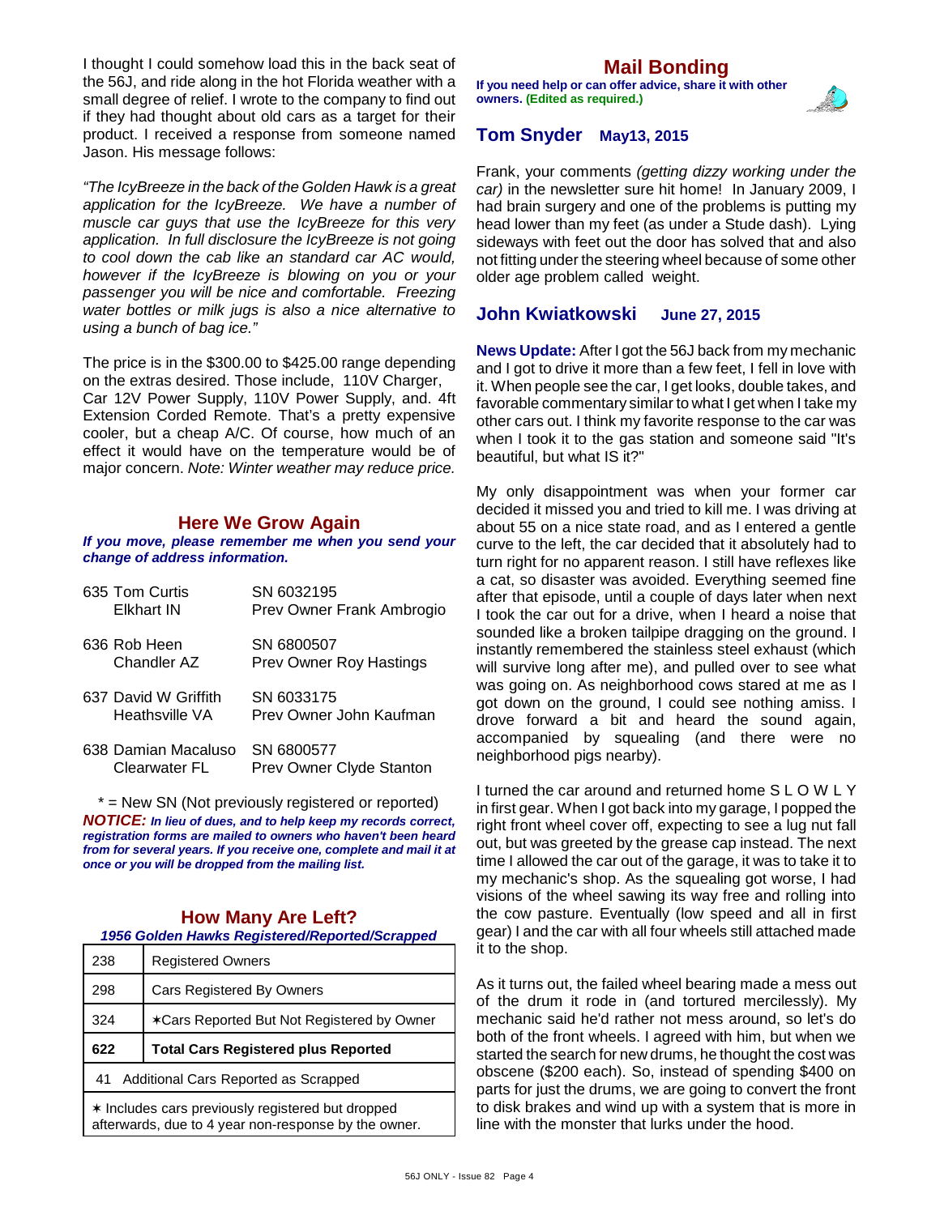I thought I could somehow load this in the back seat of the 56J, and ride along in the hot Florida weather with a small degree of relief. I wrote to the company to find out if they had thought about old cars as a target for their product. I received a response from someone named Jason. His message follows:

*"The IcyBreeze in the back of the Golden Hawk is a great application for the IcyBreeze. We have a number of muscle car guys that use the IcyBreeze for this very application. In full disclosure the IcyBreeze is not going to cool down the cab like an standard car AC would, however if the IcyBreeze is blowing on you or your passenger you will be nice and comfortable. Freezing water bottles or milk jugs is also a nice alternative to using a bunch of bag ice."*

The price is in the $300.00 to $425.00 range depending on the extras desired. Those include, 110V Charger, Car 12V Power Supply, 110V Power Supply, and. 4ft Extension Corded Remote. That's a pretty expensive cooler, but a cheap A/C. Of course, how much of an effect it would have on the temperature would be of major concern. *Note: Winter weather may reduce price.*

## Here We Grow Again

***If you move, please remember me when you send your change of address information.***

| | |
|---|---|
| 635 Tom Curtis<br>Elkhart IN | SN 6032195<br>Prev Owner Frank Ambrogio |
| 636 Rob Heen<br>Chandler AZ | SN 6800507<br>Prev Owner Roy Hastings |
| 637 David W Griffith<br>Heathsville VA | SN 6033175<br>Prev Owner John Kaufman |
| 638 Damian Macaluso<br>Clearwater FL | SN 6800577<br>Prev Owner Clyde Stanton |

* = New SN (Not previously registered or reported)

***NOTICE:*** ***In lieu of dues, and to help keep my records correct, registration forms are mailed to owners who haven't been heard from for several years. If you receive one, complete and mail it at once or you will be dropped from the mailing list.***

## How Many Are Left?

***1956 Golden Hawks Registered/Reported/Scrapped***

| | |
|---|---|
| 238 | Registered Owners |
| 298 | Cars Registered By Owners |
| 324 | ✶Cars Reported But Not Registered by Owner |
| **622** | **Total Cars Registered plus Reported** |
| 41 Additional Cars Reported as Scrapped | |
| ✶ Includes cars previously registered but dropped afterwards, due to 4 year non-response by the owner. | |

## Mail Bonding

**If you need help or can offer advice, share it with other owners. (Edited as required.)**

### Tom Snyder May13, 2015

Frank, your comments *(getting dizzy working under the car)* in the newsletter sure hit home! In January 2009, I had brain surgery and one of the problems is putting my head lower than my feet (as under a Stude dash). Lying sideways with feet out the door has solved that and also not fitting under the steering wheel because of some other older age problem called weight.

### John Kwiatkowski June 27, 2015

**News Update:** After I got the 56J back from my mechanic and I got to drive it more than a few feet, I fell in love with it. When people see the car, I get looks, double takes, and favorable commentary similar to what I get when I take my other cars out. I think my favorite response to the car was when I took it to the gas station and someone said "It's beautiful, but what IS it?"

My only disappointment was when your former car decided it missed you and tried to kill me. I was driving at about 55 on a nice state road, and as I entered a gentle curve to the left, the car decided that it absolutely had to turn right for no apparent reason. I still have reflexes like a cat, so disaster was avoided. Everything seemed fine after that episode, until a couple of days later when next I took the car out for a drive, when I heard a noise that sounded like a broken tailpipe dragging on the ground. I instantly remembered the stainless steel exhaust (which will survive long after me), and pulled over to see what was going on. As neighborhood cows stared at me as I got down on the ground, I could see nothing amiss. I drove forward a bit and heard the sound again, accompanied by squealing (and there were no neighborhood pigs nearby).

I turned the car around and returned home S L O W L Y in first gear. When I got back into my garage, I popped the right front wheel cover off, expecting to see a lug nut fall out, but was greeted by the grease cap instead. The next time I allowed the car out of the garage, it was to take it to my mechanic's shop. As the squealing got worse, I had visions of the wheel sawing its way free and rolling into the cow pasture. Eventually (low speed and all in first gear) I and the car with all four wheels still attached made it to the shop.

As it turns out, the failed wheel bearing made a mess out of the drum it rode in (and tortured mercilessly). My mechanic said he'd rather not mess around, so let's do both of the front wheels. I agreed with him, but when we started the search for new drums, he thought the cost was obscene ($200 each). So, instead of spending $400 on parts for just the drums, we are going to convert the front to disk brakes and wind up with a system that is more in line with the monster that lurks under the hood.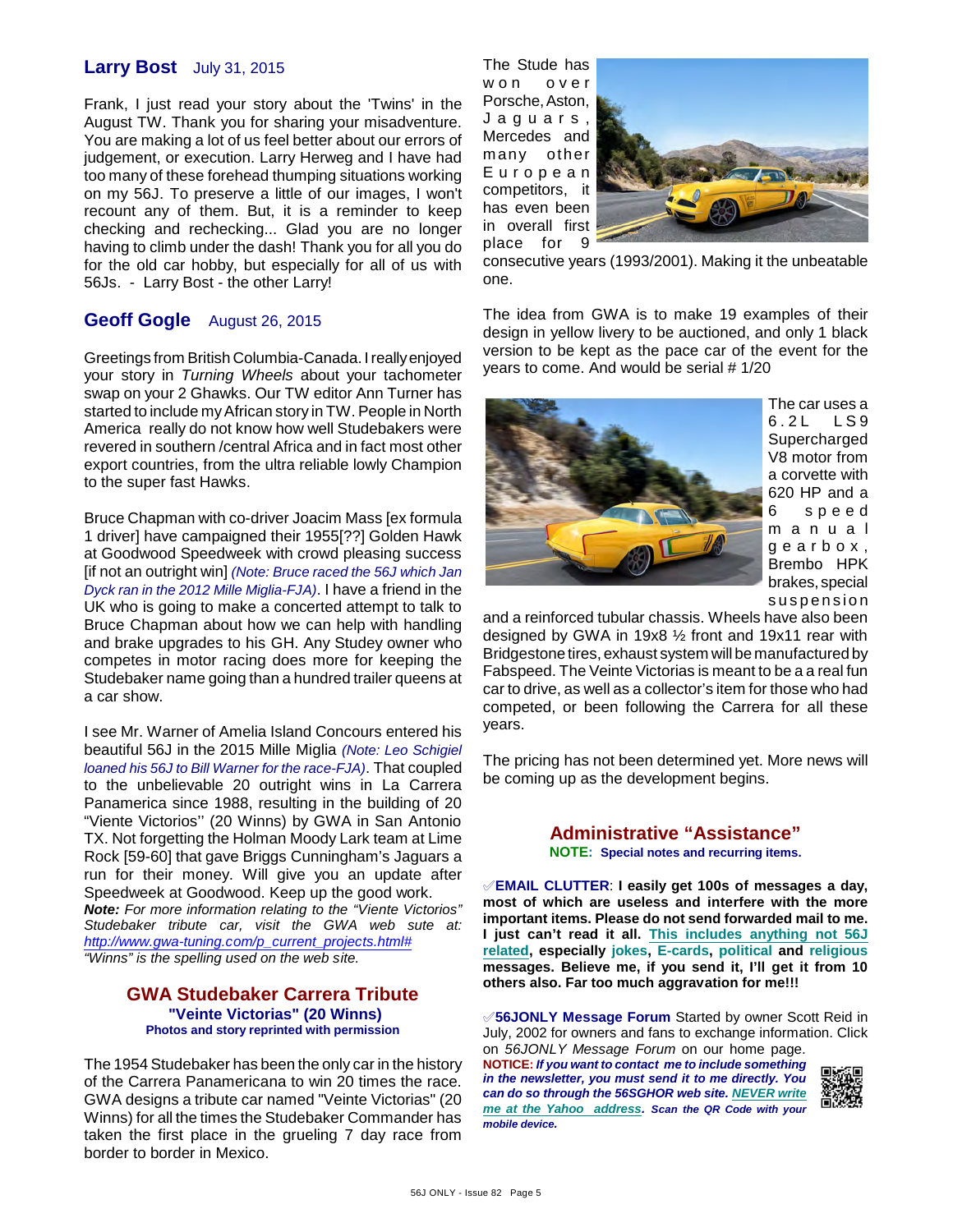## Larry Bost July 31, 2015

Frank, I just read your story about the 'Twins' in the August TW. Thank you for sharing your misadventure. You are making a lot of us feel better about our errors of judgement, or execution. Larry Herweg and I have had too many of these forehead thumping situations working on my 56J. To preserve a little of our images, I won't recount any of them. But, it is a reminder to keep checking and rechecking... Glad you are no longer having to climb under the dash! Thank you for all you do for the old car hobby, but especially for all of us with 56Js. - Larry Bost - the other Larry!

## Geoff Gogle August 26, 2015

Greetings from British Columbia-Canada. I really enjoyed your story in *Turning Wheels* about your tachometer swap on your 2 Ghawks. Our TW editor Ann Turner has started to include my African story in TW. People in North America really do not know how well Studebakers were revered in southern /central Africa and in fact most other export countries, from the ultra reliable lowly Champion to the super fast Hawks.

Bruce Chapman with co-driver Joacim Mass [ex formula 1 driver] have campaigned their 1955[??] Golden Hawk at Goodwood Speedweek with crowd pleasing success [if not an outright win] *(Note: Bruce raced the 56J which Jan Dyck ran in the 2012 Mille Miglia-FJA)*. I have a friend in the UK who is going to make a concerted attempt to talk to Bruce Chapman about how we can help with handling and brake upgrades to his GH. Any Studey owner who competes in motor racing does more for keeping the Studebaker name going than a hundred trailer queens at a car show.

I see Mr. Warner of Amelia Island Concours entered his beautiful 56J in the 2015 Mille Miglia *(Note: Leo Schigiel loaned his 56J to Bill Warner for the race-FJA)*. That coupled to the unbelievable 20 outright wins in La Carrera Panamerica since 1988, resulting in the building of 20 "Viente Victorios'' (20 Winns) by GWA in San Antonio TX. Not forgetting the Holman Moody Lark team at Lime Rock [59-60] that gave Briggs Cunningham's Jaguars a run for their money. Will give you an update after Speedweek at Goodwood. Keep up the good work.

***Note:*** *For more information relating to the "Viente Victorios" Studebaker tribute car, visit the GWA web sute at: http://www.gwa-tuning.com/p_current_projects.html# "Winns" is the spelling used on the web site.*

## GWA Studebaker Carrera Tribute

**"Veinte Victorias" (20 Winns)**

**Photos and story reprinted with permission**

The 1954 Studebaker has been the only car in the history of the Carrera Panamericana to win 20 times the race. GWA designs a tribute car named "Veinte Victorias" (20 Winns) for all the times the Studebaker Commander has taken the first place in the grueling 7 day race from border to border in Mexico.

The Stude has won over Porsche, Aston, Jaguars, Mercedes and many other European competitors, it has even been in overall first place for 9 consecutive years (1993/2001). Making it the unbeatable one.

The idea from GWA is to make 19 examples of their design in yellow livery to be auctioned, and only 1 black version to be kept as the pace car of the event for the years to come. And would be serial # 1/20

The car uses a 6.2L LS9 Supercharged V8 motor from a corvette with 620 HP and a 6 speed manual gearbox, Brembo HPK brakes, special suspension and a reinforced tubular chassis. Wheels have also been designed by GWA in 19x8 ½ front and 19x11 rear with Bridgestone tires, exhaust system will be manufactured by Fabspeed. The Veinte Victorias is meant to be a a real fun car to drive, as well as a collector's item for those who had competed, or been following the Carrera for all these years.

The pricing has not been determined yet. More news will be coming up as the development begins.

## Administrative "Assistance"

**NOTE: Special notes and recurring items.**

✅**EMAIL CLUTTER**: **I easily get 100s of messages a day, most of which are useless and interfere with the more important items. Please do not send forwarded mail to me. I just can't read it all. This includes anything not 56J related, especially jokes, E-cards, political and religious messages. Believe me, if you send it, I'll get it from 10 others also. Far too much aggravation for me!!!**

✅**56JONLY Message Forum** Started by owner Scott Reid in July, 2002 for owners and fans to exchange information. Click on *56JONLY Message Forum* on our home page.

**NOTICE:** ***If you want to contact me to include something in the newsletter, you must send it to me directly. You can do so through the 56SGHOR web site. NEVER write me at the Yahoo address. Scan the QR Code with your mobile device.***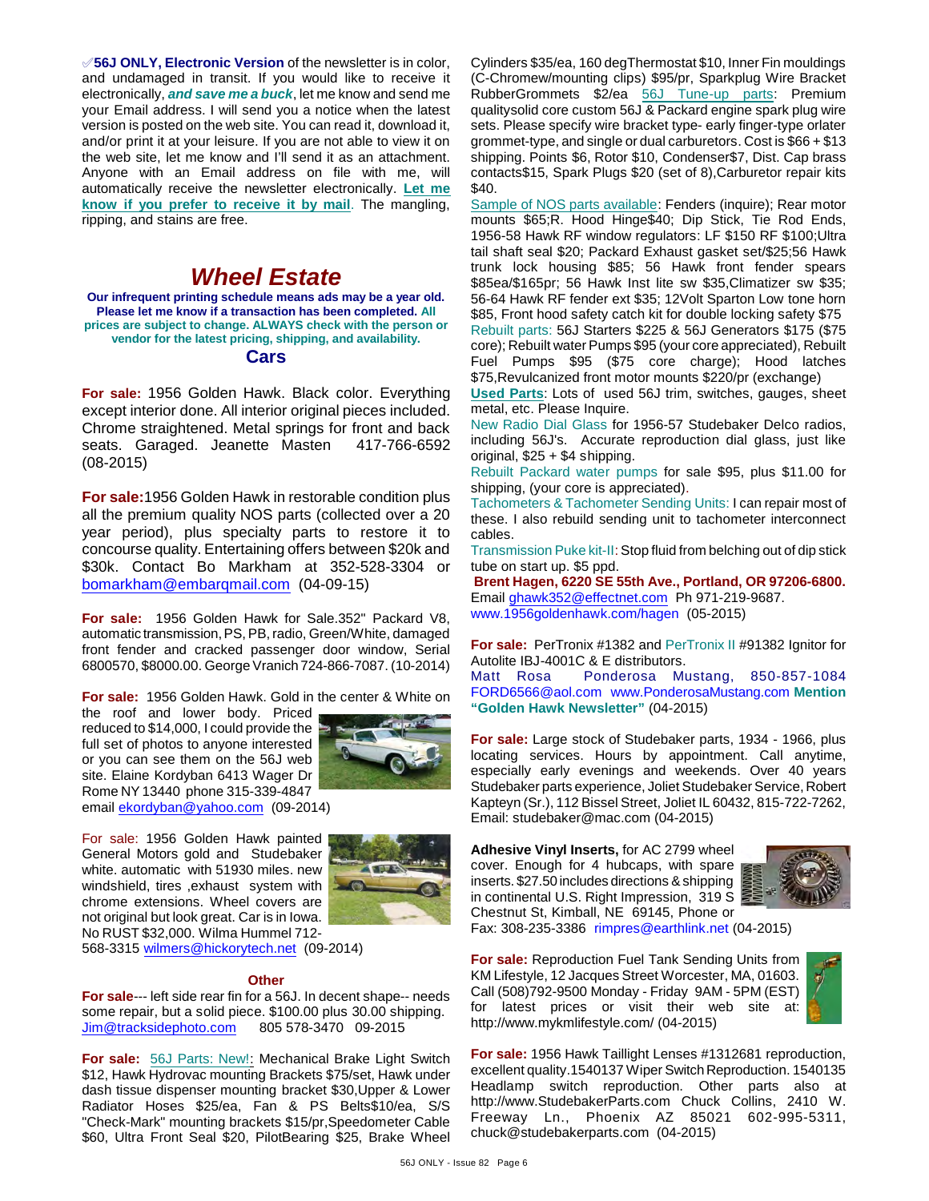✅**56J ONLY, Electronic Version** of the newsletter is in color, and undamaged in transit. If you would like to receive it electronically, ***and save me a buck***, let me know and send me your Email address. I will send you a notice when the latest version is posted on the web site. You can read it, download it, and/or print it at your leisure. If you are not able to view it on the web site, let me know and I'll send it as an attachment. Anyone with an Email address on file with me, will automatically receive the newsletter electronically. **Let me know if you prefer to receive it by mail**. The mangling, ripping, and stains are free.

# *Wheel Estate*

**Our infrequent printing schedule means ads may be a year old. Please let me know if a transaction has been completed. All prices are subject to change. ALWAYS check with the person or vendor for the latest pricing, shipping, and availability.**

## Cars

**For sale:** 1956 Golden Hawk. Black color. Everything except interior done. All interior original pieces included. Chrome straightened. Metal springs for front and back seats. Garaged. Jeanette Masten 417-766-6592 (08-2015)

**For sale:**1956 Golden Hawk in restorable condition plus all the premium quality NOS parts (collected over a 20 year period), plus specialty parts to restore it to concourse quality. Entertaining offers between $20k and $30k. Contact Bo Markham at 352-528-3304 or bomarkham@embarqmail.com (04-09-15)

**For sale:** 1956 Golden Hawk for Sale.352" Packard V8, automatic transmission, PS, PB, radio, Green/White, damaged front fender and cracked passenger door window, Serial 6800570, $8000.00. George Vranich 724-866-7087. (10-2014)

**For sale:** 1956 Golden Hawk. Gold in the center & White on the roof and lower body. Priced reduced to $14,000, I could provide the full set of photos to anyone interested or you can see them on the 56J web site. Elaine Kordyban 6413 Wager Dr Rome NY 13440 phone 315-339-4847 email ekordyban@yahoo.com (09-2014)

For sale: 1956 Golden Hawk painted General Motors gold and Studebaker white. automatic with 51930 miles. new windshield, tires ,exhaust system with chrome extensions. Wheel covers are not original but look great. Car is in Iowa. No RUST $32,000. Wilma Hummel 712-568-3315 wilmers@hickorytech.net (09-2014)

## Other

**For sale**--- left side rear fin for a 56J. In decent shape-- needs some repair, but a solid piece. $100.00 plus 30.00 shipping. Jim@tracksidephoto.com 805 578-3470 09-2015

**For sale:** 56J Parts: New!: Mechanical Brake Light Switch $12, Hawk Hydrovac mounting Brackets $75/set, Hawk under dash tissue dispenser mounting bracket $30,Upper & Lower Radiator Hoses $25/ea, Fan & PS Belts$10/ea, S/S "Check-Mark" mounting brackets $15/pr,Speedometer Cable $60, Ultra Front Seal $20, PilotBearing $25, Brake Wheel Cylinders $35/ea, 160 degThermostat $10, Inner Fin mouldings (C-Chromew/mounting clips) $95/pr, Sparkplug Wire Bracket RubberGrommets $2/ea 56J Tune-up parts: Premium qualitysolid core custom 56J & Packard engine spark plug wire sets. Please specify wire bracket type- early finger-type orlater grommet-type, and single or dual carburetors. Cost is $66 + $13 shipping. Points $6, Rotor $10, Condenser$7, Dist. Cap brass contacts$15, Spark Plugs $20 (set of 8),Carburetor repair kits $40.

Sample of NOS parts available: Fenders (inquire); Rear motor mounts $65;R. Hood Hinge$40; Dip Stick, Tie Rod Ends, 1956-58 Hawk RF window regulators: LF $150 RF $100;Ultra tail shaft seal $20; Packard Exhaust gasket set/$25;56 Hawk trunk lock housing $85; 56 Hawk front fender spears $85ea/$165pr; 56 Hawk Inst lite sw $35,Climatizer sw $35; 56-64 Hawk RF fender ext $35; 12Volt Sparton Low tone horn $85, Front hood safety catch kit for double locking safety $75

Rebuilt parts: 56J Starters $225 & 56J Generators $175 ($75 core); Rebuilt water Pumps $95 (your core appreciated), Rebuilt Fuel Pumps $95 ($75 core charge); Hood latches $75,Revulcanized front motor mounts $220/pr (exchange)

**Used Parts**: Lots of used 56J trim, switches, gauges, sheet metal, etc. Please Inquire.

New Radio Dial Glass for 1956-57 Studebaker Delco radios, including 56J's. Accurate reproduction dial glass, just like original, $25 + $4 shipping.

Rebuilt Packard water pumps for sale $95, plus $11.00 for shipping, (your core is appreciated).

Tachometers & Tachometer Sending Units: I can repair most of these. I also rebuild sending unit to tachometer interconnect cables.

Transmission Puke kit-II: Stop fluid from belching out of dip stick tube on start up. $5 ppd.

**Brent Hagen, 6220 SE 55th Ave., Portland, OR 97206-6800.** Email ghawk352@effectnet.com Ph 971-219-9687. www.1956goldenhawk.com/hagen (05-2015)

**For sale:** PerTronix #1382 and PerTronix II #91382 Ignitor for Autolite IBJ-4001C & E distributors.
Matt Rosa Ponderosa Mustang, 850-857-1084 FORD6566@aol.com www.PonderosaMustang.com **Mention "Golden Hawk Newsletter"** (04-2015)

**For sale:** Large stock of Studebaker parts, 1934 - 1966, plus locating services. Hours by appointment. Call anytime, especially early evenings and weekends. Over 40 years Studebaker parts experience, Joliet Studebaker Service, Robert Kapteyn (Sr.), 112 Bissel Street, Joliet IL 60432, 815-722-7262, Email: studebaker@mac.com (04-2015)

**Adhesive Vinyl Inserts,** for AC 2799 wheel cover. Enough for 4 hubcaps, with spare inserts. $27.50 includes directions & shipping in continental U.S. Right Impression, 319 S Chestnut St, Kimball, NE 69145, Phone or Fax: 308-235-3386 rimpres@earthlink.net (04-2015)

**For sale:** Reproduction Fuel Tank Sending Units from KM Lifestyle, 12 Jacques Street Worcester, MA, 01603. Call (508)792-9500 Monday - Friday 9AM - 5PM (EST) for latest prices or visit their web site at: http://www.mykmlifestyle.com/ (04-2015)

**For sale:** 1956 Hawk Taillight Lenses #1312681 reproduction, excellent quality.1540137 Wiper Switch Reproduction. 1540135 Headlamp switch reproduction. Other parts also at http://www.StudebakerParts.com Chuck Collins, 2410 W. Freeway Ln., Phoenix AZ 85021 602-995-5311, chuck@studebakerparts.com (04-2015)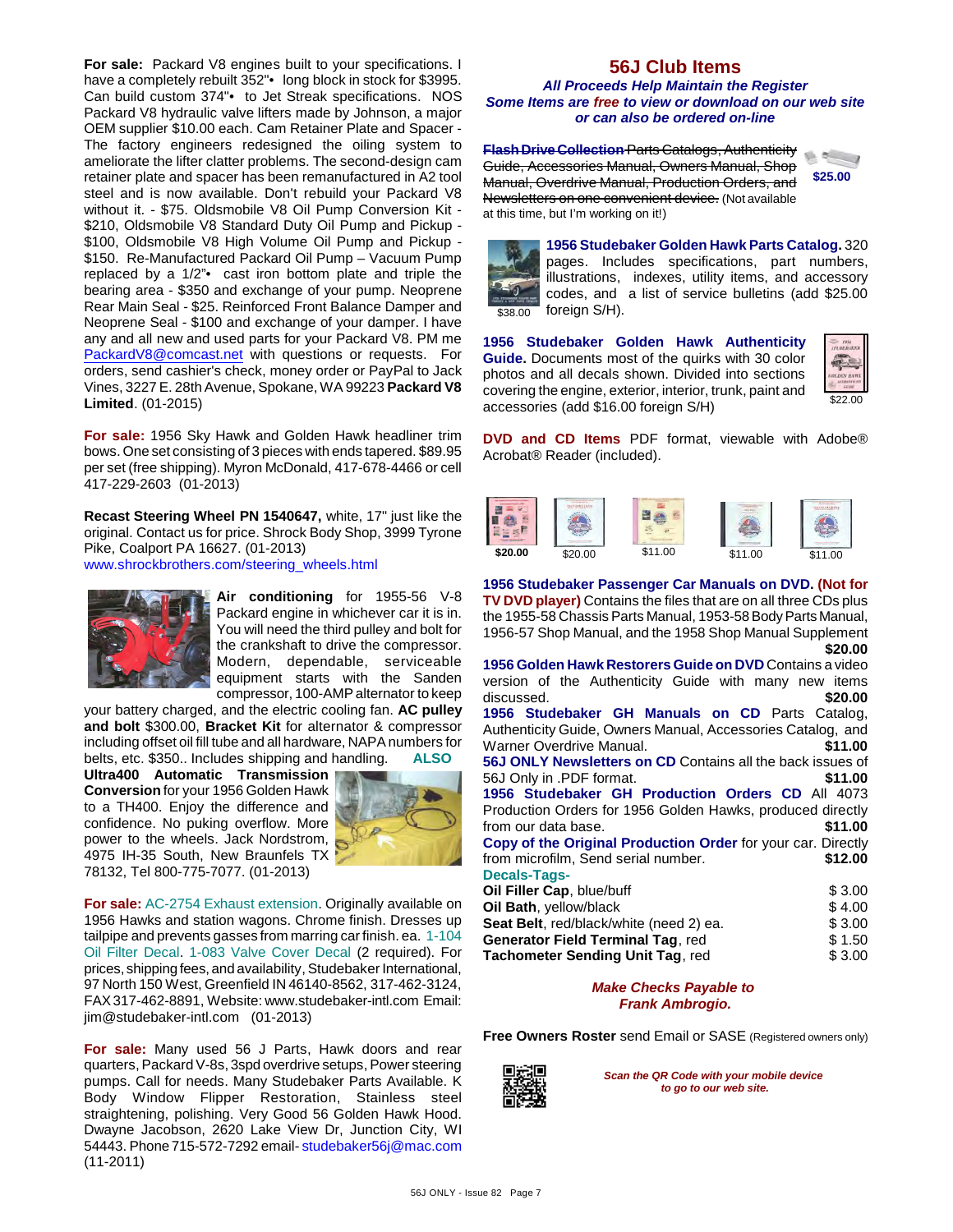**For sale:** Packard V8 engines built to your specifications. I have a completely rebuilt 352"• long block in stock for $3995. Can build custom 374"• to Jet Streak specifications. NOS Packard V8 hydraulic valve lifters made by Johnson, a major OEM supplier $10.00 each. Cam Retainer Plate and Spacer - The factory engineers redesigned the oiling system to ameliorate the lifter clatter problems. The second-design cam retainer plate and spacer has been remanufactured in A2 tool steel and is now available. Don't rebuild your Packard V8 without it. - $75. Oldsmobile V8 Oil Pump Conversion Kit - $210, Oldsmobile V8 Standard Duty Oil Pump and Pickup - $100, Oldsmobile V8 High Volume Oil Pump and Pickup - $150. Re-Manufactured Packard Oil Pump – Vacuum Pump replaced by a 1/2"• cast iron bottom plate and triple the bearing area - $350 and exchange of your pump. Neoprene Rear Main Seal - $25. Reinforced Front Balance Damper and Neoprene Seal - $100 and exchange of your damper. I have any and all new and used parts for your Packard V8. PM me PackardV8@comcast.net with questions or requests. For orders, send cashier's check, money order or PayPal to Jack Vines, 3227 E. 28th Avenue, Spokane, WA 99223 **Packard V8 Limited**. (01-2015)

**For sale:** 1956 Sky Hawk and Golden Hawk headliner trim bows. One set consisting of 3 pieces with ends tapered. $89.95 per set (free shipping). Myron McDonald, 417-678-4466 or cell 417-229-2603 (01-2013)

**Recast Steering Wheel PN 1540647,** white, 17" just like the original. Contact us for price. Shrock Body Shop, 3999 Tyrone Pike, Coalport PA 16627. (01-2013)
www.shrockbrothers.com/steering_wheels.html

**Air conditioning** for 1955-56 V-8 Packard engine in whichever car it is in. You will need the third pulley and bolt for the crankshaft to drive the compressor. Modern, dependable, serviceable equipment starts with the Sanden compressor, 100-AMP alternator to keep your battery charged, and the electric cooling fan. **AC pulley and bolt** $300.00, **Bracket Kit** for alternator & compressor including offset oil fill tube and all hardware, NAPA numbers for belts, etc. $350.. Includes shipping and handling. **ALSO Ultra400 Automatic Transmission Conversion** for your 1956 Golden Hawk to a TH400. Enjoy the difference and confidence. No puking overflow. More power to the wheels. Jack Nordstrom, 4975 IH-35 South, New Braunfels TX 78132, Tel 800-775-7077. (01-2013)

**For sale:** AC-2754 Exhaust extension. Originally available on 1956 Hawks and station wagons. Chrome finish. Dresses up tailpipe and prevents gasses from marring car finish. ea. 1-104 Oil Filter Decal. 1-083 Valve Cover Decal (2 required). For prices, shipping fees, and availability, Studebaker International, 97 North 150 West, Greenfield IN 46140-8562, 317-462-3124, FAX 317-462-8891, Website: www.studebaker-intl.com Email: jim@studebaker-intl.com (01-2013)

**For sale:** Many used 56 J Parts, Hawk doors and rear quarters, Packard V-8s, 3spd overdrive setups, Power steering pumps. Call for needs. Many Studebaker Parts Available. K Body Window Flipper Restoration, Stainless steel straightening, polishing. Very Good 56 Golden Hawk Hood. Dwayne Jacobson, 2620 Lake View Dr, Junction City, WI 54443. Phone 715-572-7292 email- studebaker56j@mac.com (11-2011)

## 56J Club Items

***All Proceeds Help Maintain the Register***
***Some Items are free to view or download on our web site or can also be ordered on-line***

~~**Flash Drive Collection** Parts Catalogs, Authenticity Guide, Accessories Manual, Owners Manual, Shop Manual, Overdrive Manual, Production Orders, and Newsletters on one convenient device.~~ (Not available at this time, but I'm working on it!) **$25.00**

**1956 Studebaker Golden Hawk Parts Catalog.** 320 pages. Includes specifications, part numbers, illustrations, indexes, utility items, and accessory codes, and a list of service bulletins (add $25.00 foreign S/H). $38.00

**1956 Studebaker Golden Hawk Authenticity Guide.** Documents most of the quirks with 30 color photos and all decals shown. Divided into sections covering the engine, exterior, interior, trunk, paint and accessories (add $16.00 foreign S/H) $22.00

**DVD and CD Items** PDF format, viewable with Adobe® Acrobat® Reader (included).

**$20.00** $20.00 $11.00 $11.00 $11.00

**1956 Studebaker Passenger Car Manuals on DVD. (Not for TV DVD player)** Contains the files that are on all three CDs plus the 1955-58 Chassis Parts Manual, 1953-58 Body Parts Manual, 1956-57 Shop Manual, and the 1958 Shop Manual Supplement **$20.00**

**1956 Golden Hawk Restorers Guide on DVD** Contains a video version of the Authenticity Guide with many new items discussed. **$20.00**

**1956 Studebaker GH Manuals on CD** Parts Catalog, Authenticity Guide, Owners Manual, Accessories Catalog, and Warner Overdrive Manual. **$11.00**

**56J ONLY Newsletters on CD** Contains all the back issues of 56J Only in .PDF format. **$11.00**

**1956 Studebaker GH Production Orders CD** All 4073 Production Orders for 1956 Golden Hawks, produced directly from our data base. **$11.00**

**Copy of the Original Production Order** for your car. Directly from microfilm, Send serial number. **$12.00**

**Decals-Tags-**

| | |
|---|---|
| **Oil Filler Cap**, blue/buff | $ 3.00 |
| **Oil Bath**, yellow/black | $ 4.00 |
| **Seat Belt**, red/black/white (need 2) ea. | $ 3.00 |
| **Generator Field Terminal Tag**, red | $ 1.50 |
| **Tachometer Sending Unit Tag**, red | $ 3.00 |

***Make Checks Payable to Frank Ambrogio.***

**Free Owners Roster** send Email or SASE (Registered owners only)

***Scan the QR Code with your mobile device to go to our web site.***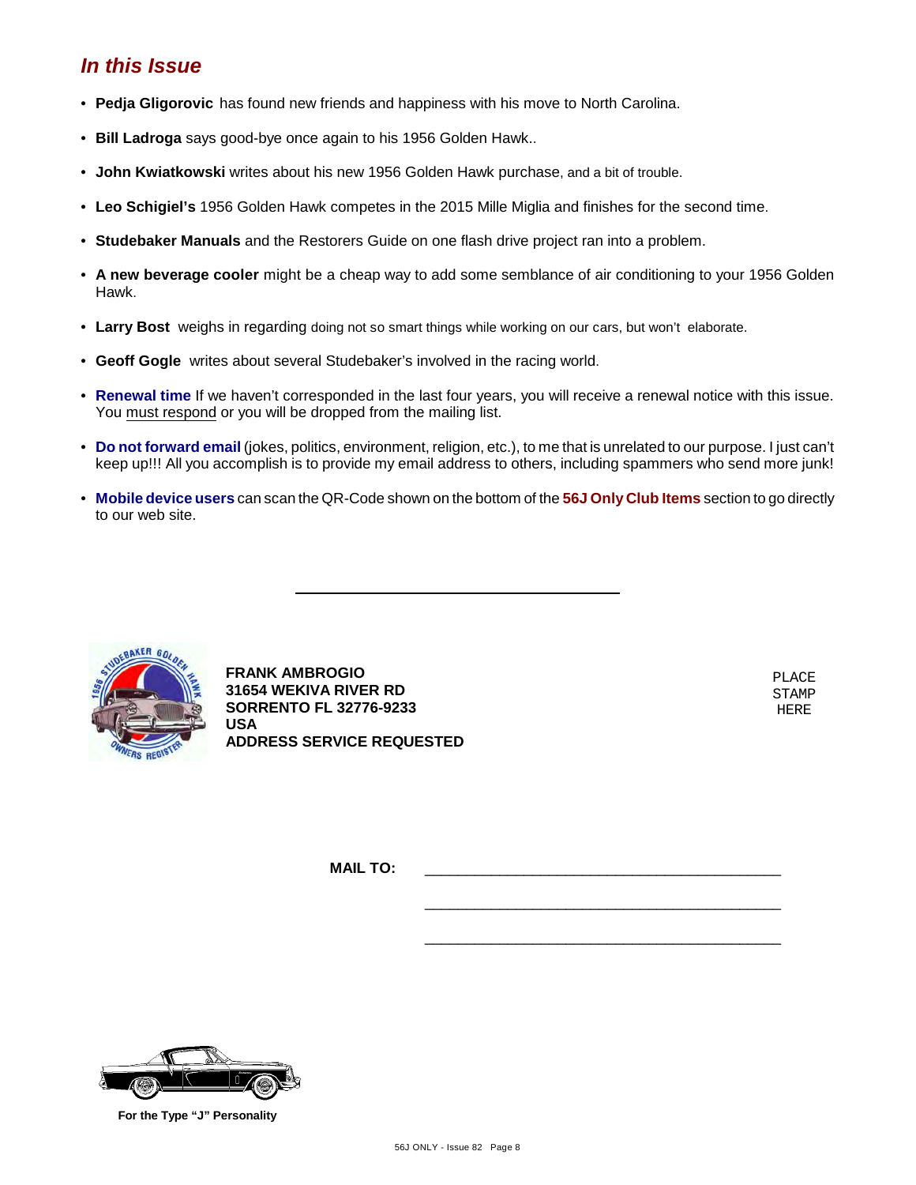## *In this Issue*

- **Pedja Gligorovic** has found new friends and happiness with his move to North Carolina.
- **Bill Ladroga** says good-bye once again to his 1956 Golden Hawk..
- **John Kwiatkowski** writes about his new 1956 Golden Hawk purchase, and a bit of trouble.
- **Leo Schigiel's** 1956 Golden Hawk competes in the 2015 Mille Miglia and finishes for the second time.
- **Studebaker Manuals** and the Restorers Guide on one flash drive project ran into a problem.
- **A new beverage cooler** might be a cheap way to add some semblance of air conditioning to your 1956 Golden Hawk.
- **Larry Bost** weighs in regarding doing not so smart things while working on our cars, but won't elaborate.
- **Geoff Gogle** writes about several Studebaker's involved in the racing world.
- **Renewal time** If we haven't corresponded in the last four years, you will receive a renewal notice with this issue. You must respond or you will be dropped from the mailing list.
- **Do not forward email** (jokes, politics, environment, religion, etc.), to me that is unrelated to our purpose. I just can't keep up!!! All you accomplish is to provide my email address to others, including spammers who send more junk!
- **Mobile device users** can scan the QR-Code shown on the bottom of the **56J Only Club Items** section to go directly to our web site.

---

**FRANK AMBROGIO**
**31654 WEKIVA RIVER RD**
**SORRENTO FL 32776-9233**
**USA**
**ADDRESS SERVICE REQUESTED**

PLACE
STAMP
HERE

**MAIL TO:** ____________________________________________

____________________________________________

____________________________________________

**For the Type "J" Personality**